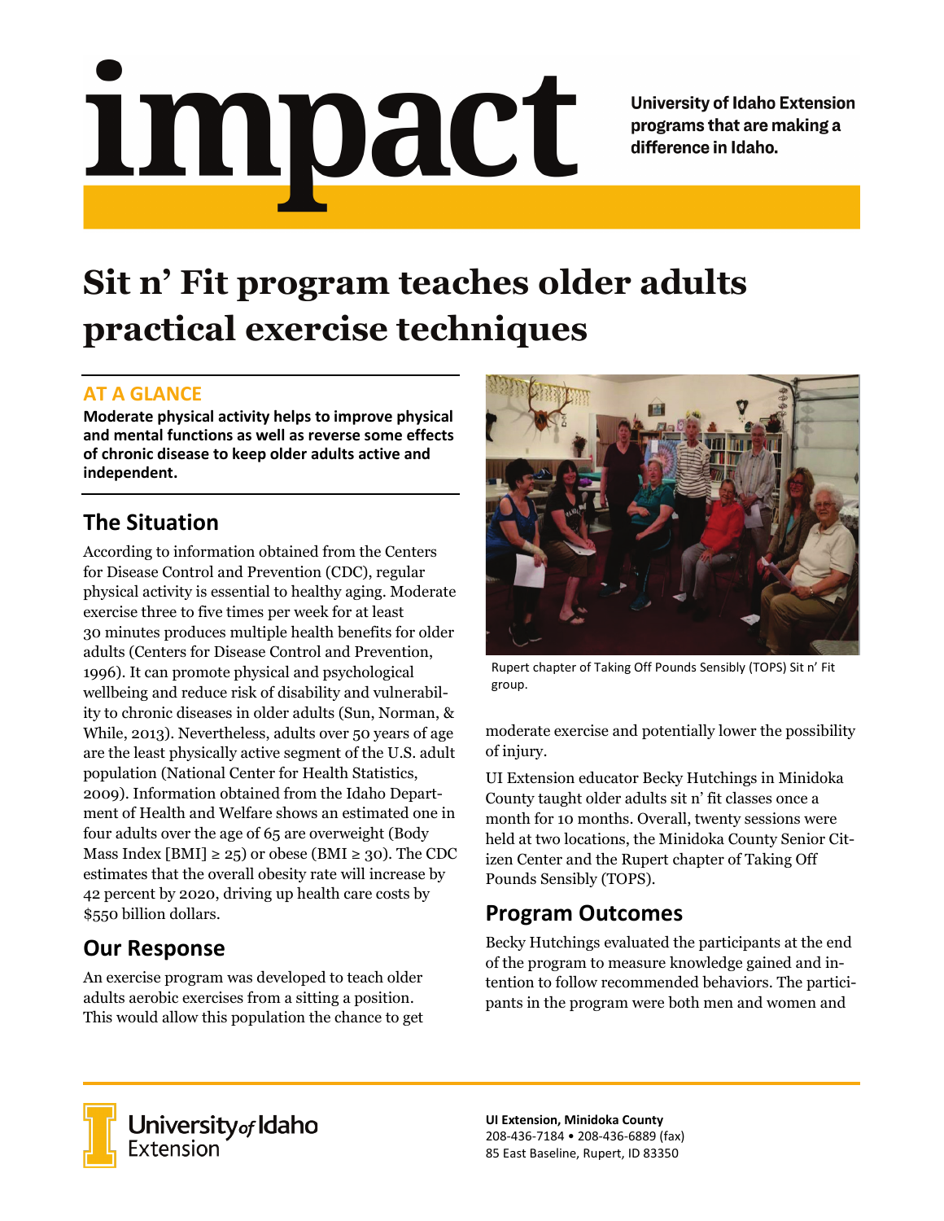# impact

**University of Idaho Extension programs that are making a difference in Idaho.**

# Sit n' Fit program teaches older adults practical exercise techniques

## AT A GLANCE

**Moderate physical activity helps to improve physical and mental functions as well as reverse some effects of chronic disease to keep older adults active and independent.**

## The Situation

According to information obtained from the Centers for Disease Control and Prevention (CDC), regular physical activity is essential to healthy aging. Moderate exercise three to five times per week for at least 30 minutes produces multiple health benefits for older adults (Centers for Disease Control and Prevention, 1996). It can promote physical and psychological wellbeing and reduce risk of disability and vulnerability to chronic diseases in older adults (Sun, Norman, & While, 2013). Nevertheless, adults over 50 years of age are the least physically active segment of the U.S. adult population (National Center for Health Statistics, 2009). Information obtained from the Idaho Department of Health and Welfare shows an estimated one in four adults over the age of 65 are overweight (Body Mass Index [BMI] ≥ 25) or obese (BMI ≥ 30). The CDC estimates that the overall obesity rate will increase by 42 percent by 2020, driving up health care costs by $550 billion dollars.

## Our Response

An exercise program was developed to teach older adults aerobic exercises from a sitting a position. This would allow this population the chance to get moderate exercise and potentially lower the possibility of injury.

Rupert chapter of Taking Off Pounds Sensibly (TOPS) Sit n' Fit group.

UI Extension educator Becky Hutchings in Minidoka County taught older adults sit n' fit classes once a month for 10 months. Overall, twenty sessions were held at two locations, the Minidoka County Senior Citizen Center and the Rupert chapter of Taking Off Pounds Sensibly (TOPS).

## Program Outcomes

Becky Hutchings evaluated the participants at the end of the program to measure knowledge gained and intention to follow recommended behaviors. The participants in the program were both men and women and

University of Idaho Extension

**UI Extension, Minidoka County**
208-436-7184 • 208-436-6889 (fax)
85 East Baseline, Rupert, ID 83350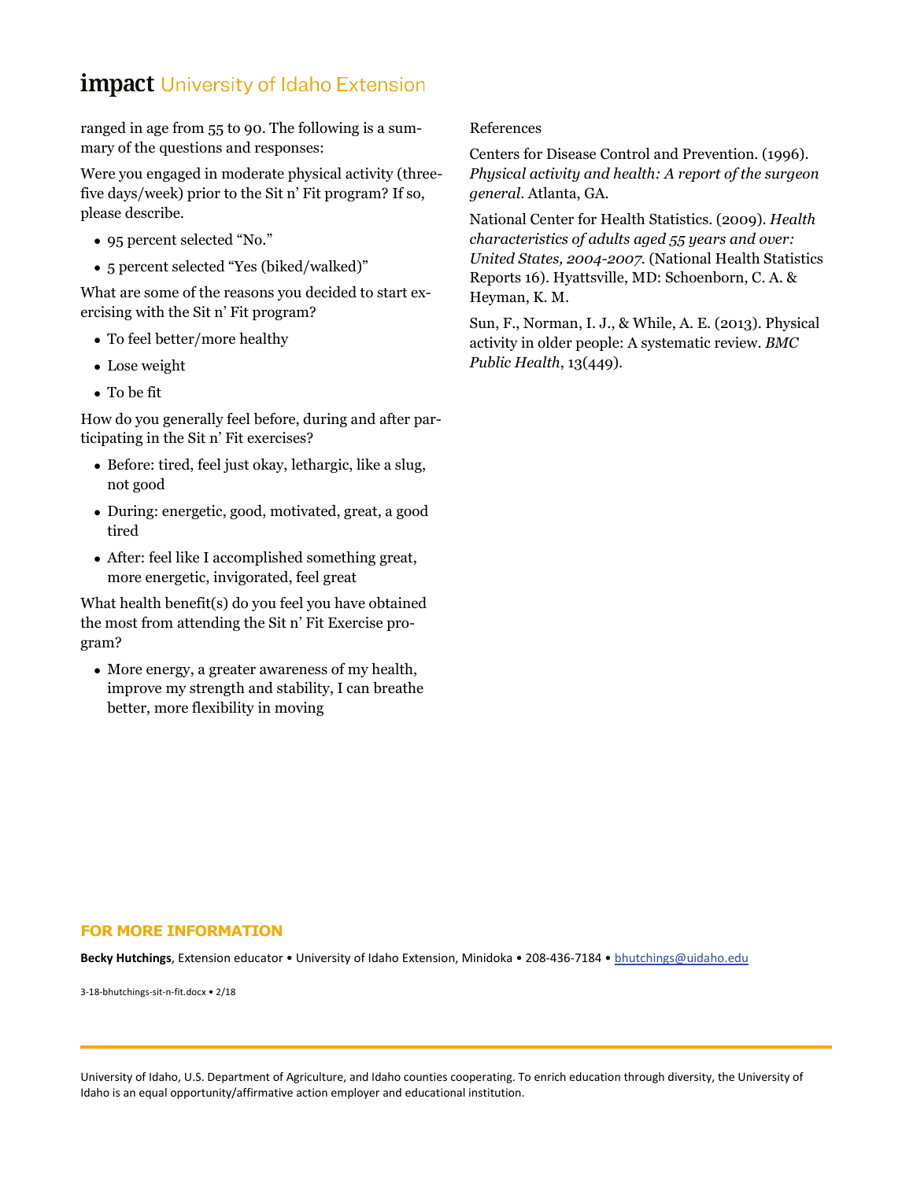ranged in age from 55 to 90. The following is a summary of the questions and responses:

Were you engaged in moderate physical activity (three-five days/week) prior to the Sit n' Fit program? If so, please describe.

- 95 percent selected "No."
- 5 percent selected "Yes (biked/walked)"

What are some of the reasons you decided to start exercising with the Sit n' Fit program?

- To feel better/more healthy
- Lose weight
- To be fit

How do you generally feel before, during and after participating in the Sit n' Fit exercises?

- Before: tired, feel just okay, lethargic, like a slug, not good
- During: energetic, good, motivated, great, a good tired
- After: feel like I accomplished something great, more energetic, invigorated, feel great

What health benefit(s) do you feel you have obtained the most from attending the Sit n' Fit Exercise program?

- More energy, a greater awareness of my health, improve my strength and stability, I can breathe better, more flexibility in moving

References

Centers for Disease Control and Prevention. (1996). *Physical activity and health: A report of the surgeon general*. Atlanta, GA.

National Center for Health Statistics. (2009). *Health characteristics of adults aged 55 years and over: United States, 2004-2007*. (National Health Statistics Reports 16). Hyattsville, MD: Schoenborn, C. A. & Heyman, K. M.

Sun, F., Norman, I. J., & While, A. E. (2013). Physical activity in older people: A systematic review. *BMC Public Health*, 13(449).

## FOR MORE INFORMATION

**Becky Hutchings**, Extension educator • University of Idaho Extension, Minidoka • 208-436-7184 • bhutchings@uidaho.edu

3-18-bhutchings-sit-n-fit.docx • 2/18

University of Idaho, U.S. Department of Agriculture, and Idaho counties cooperating. To enrich education through diversity, the University of Idaho is an equal opportunity/affirmative action employer and educational institution.